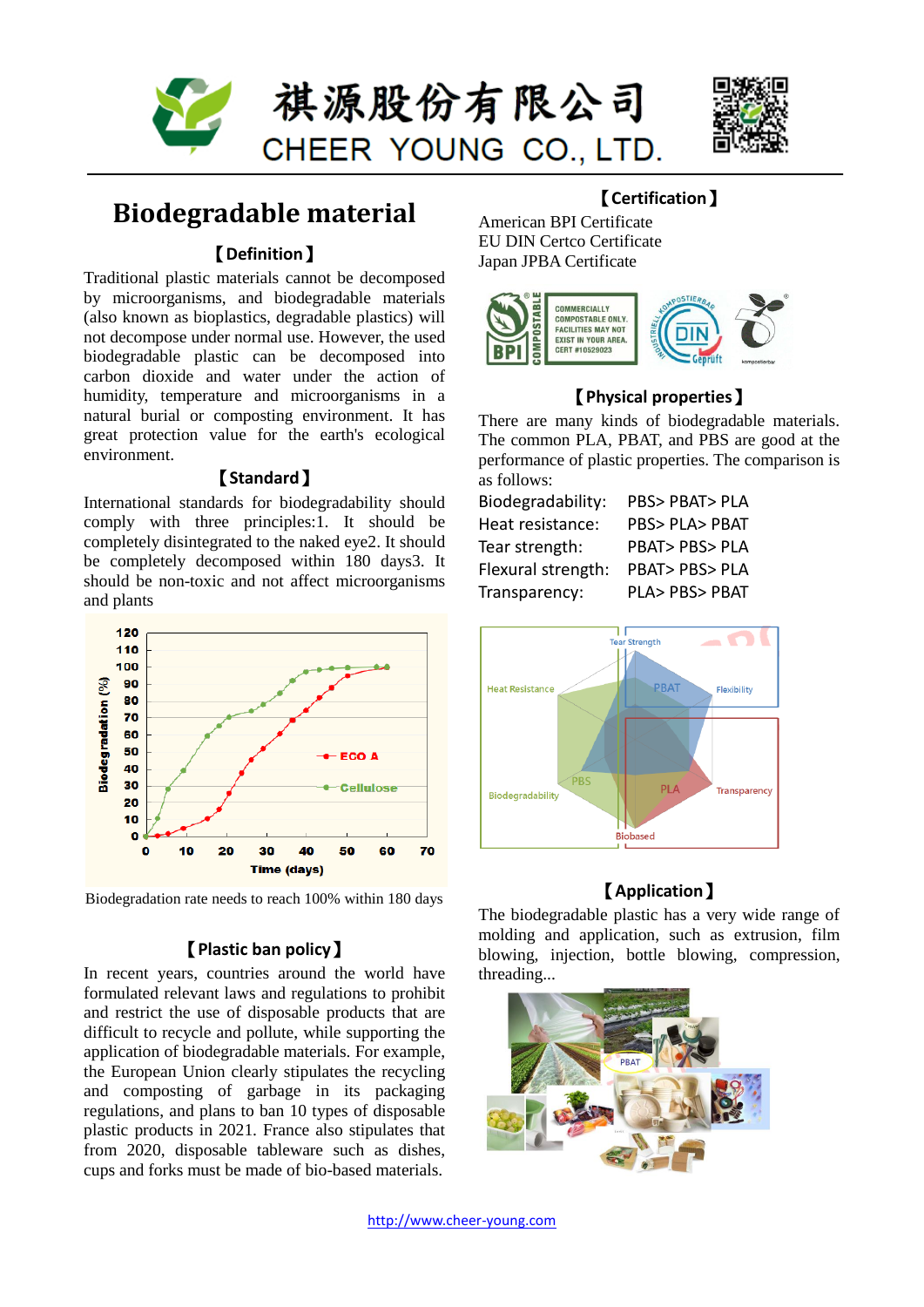# 祺源股份有限公司

# CHEER YOUNG CO., LTD.

## Biodegradable material

### 【Definition】

Traditional plastic materials cannot be decomposed by microorganisms, and biodegradable materials (also known as bioplastics, degradable plastics) will not decompose under normal use. However, the used biodegradable plastic can be decomposed into carbon dioxide and water under the action of humidity, temperature and microorganisms in a natural burial or composting environment. It has great protection value for the earth's ecological environment.

### 【Standard】

International standards for biodegradability should comply with three principles:1. It should be completely disintegrated to the naked eye2. It should be completely decomposed within 180 days3. It should be non-toxic and not affect microorganisms and plants

Biodegradation rate needs to reach 100% within 180 days

### 【Plastic ban policy】

In recent years, countries around the world have formulated relevant laws and regulations to prohibit and restrict the use of disposable products that are difficult to recycle and pollute, while supporting the application of biodegradable materials. For example, the European Union clearly stipulates the recycling and composting of garbage in its packaging regulations, and plans to ban 10 types of disposable plastic products in 2021. France also stipulates that from 2020, disposable tableware such as dishes, cups and forks must be made of bio-based materials.

### 【Certification】

American BPI Certificate
EU DIN Certco Certificate
Japan JPBA Certificate

### 【Physical properties】

There are many kinds of biodegradable materials. The common PLA, PBAT, and PBS are good at the performance of plastic properties. The comparison is as follows:

| | |
|---|---|
| Biodegradability: | PBS> PBAT> PLA |
| Heat resistance: | PBS> PLA> PBAT |
| Tear strength: | PBAT> PBS> PLA |
| Flexural strength: | PBAT> PBS> PLA |
| Transparency: | PLA> PBS> PBAT |

### 【Application】

The biodegradable plastic has a very wide range of molding and application, such as extrusion, film blowing, injection, bottle blowing, compression, threading...

http://www.cheer-young.com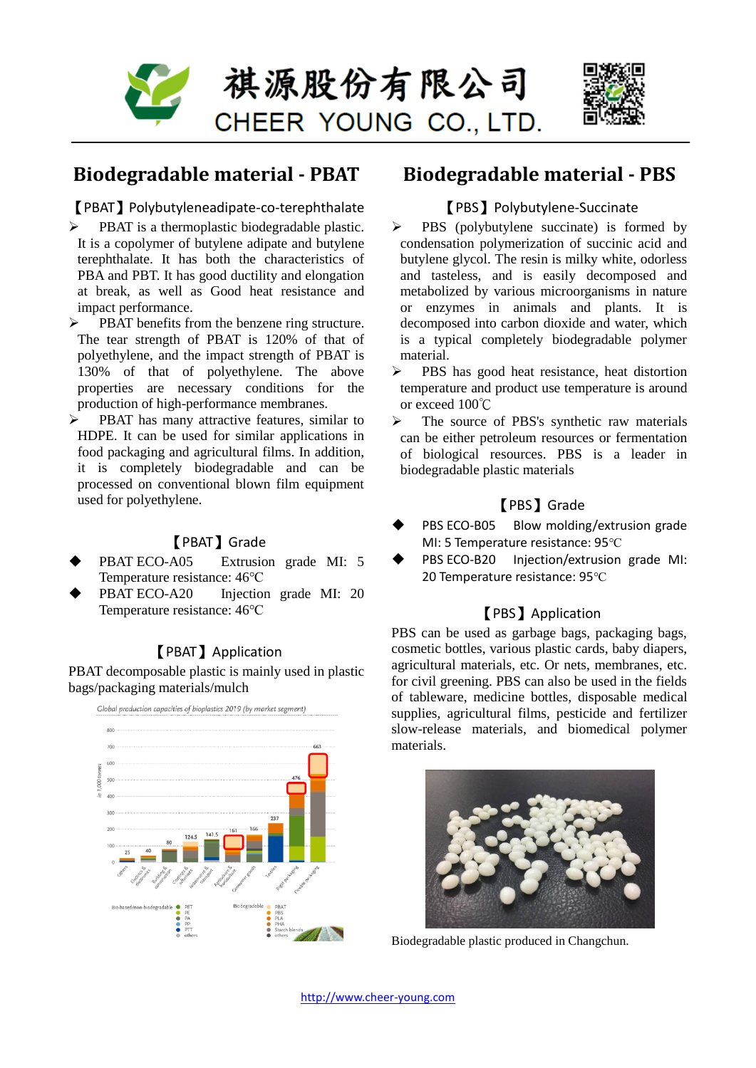# 祺源股份有限公司

# CHEER YOUNG CO., LTD.

## Biodegradable material - PBAT

【PBAT】Polybutyleneadipate-co-terephthalate

- PBAT is a thermoplastic biodegradable plastic. It is a copolymer of butylene adipate and butylene terephthalate. It has both the characteristics of PBA and PBT. It has good ductility and elongation at break, as well as Good heat resistance and impact performance.
- PBAT benefits from the benzene ring structure. The tear strength of PBAT is 120% of that of polyethylene, and the impact strength of PBAT is 130% of that of polyethylene. The above properties are necessary conditions for the production of high-performance membranes.
- PBAT has many attractive features, similar to HDPE. It can be used for similar applications in food packaging and agricultural films. In addition, it is completely biodegradable and can be processed on conventional blown film equipment used for polyethylene.

【PBAT】Grade

- PBAT ECO-A05 Extrusion grade MI: 5 Temperature resistance: 46°C
- PBAT ECO-A20 Injection grade MI: 20 Temperature resistance: 46°C

【PBAT】Application

PBAT decomposable plastic is mainly used in plastic bags/packaging materials/mulch

Global production capacities of bioplastics 2019 (by market segment)

in 1,000 tonnes

0
100
200
300
400
500
600
700
800

25
40
80
124.5
141.5
161
166
237
476
663

Others
Electrics & electronics
Building & construction
Coatings & adhesives
Automotive & transport
Agriculture & horticulture
Consumer goods
Textiles
Rigid packaging
Flexible packaging

Bio-based/non-biodegradable: PET, PE, PA, PP, PTT, others

Biodegradable: PBAT, PBS, PLA, PHA, Starch blends, others

## Biodegradable material - PBS

【PBS】Polybutylene-Succinate

- PBS (polybutylene succinate) is formed by condensation polymerization of succinic acid and butylene glycol. The resin is milky white, odorless and tasteless, and is easily decomposed and metabolized by various microorganisms in nature or enzymes in animals and plants. It is decomposed into carbon dioxide and water, which is a typical completely biodegradable polymer material.
- PBS has good heat resistance, heat distortion temperature and product use temperature is around or exceed 100℃
- The source of PBS's synthetic raw materials can be either petroleum resources or fermentation of biological resources. PBS is a leader in biodegradable plastic materials

【PBS】Grade

- PBS ECO-B05 Blow molding/extrusion grade MI: 5 Temperature resistance: 95℃
- PBS ECO-B20 Injection/extrusion grade MI: 20 Temperature resistance: 95℃

【PBS】Application

PBS can be used as garbage bags, packaging bags, cosmetic bottles, various plastic cards, baby diapers, agricultural materials, etc. Or nets, membranes, etc. for civil greening. PBS can also be used in the fields of tableware, medicine bottles, disposable medical supplies, agricultural films, pesticide and fertilizer slow-release materials, and biomedical polymer materials.

Biodegradable plastic produced in Changchun.

http://www.cheer-young.com